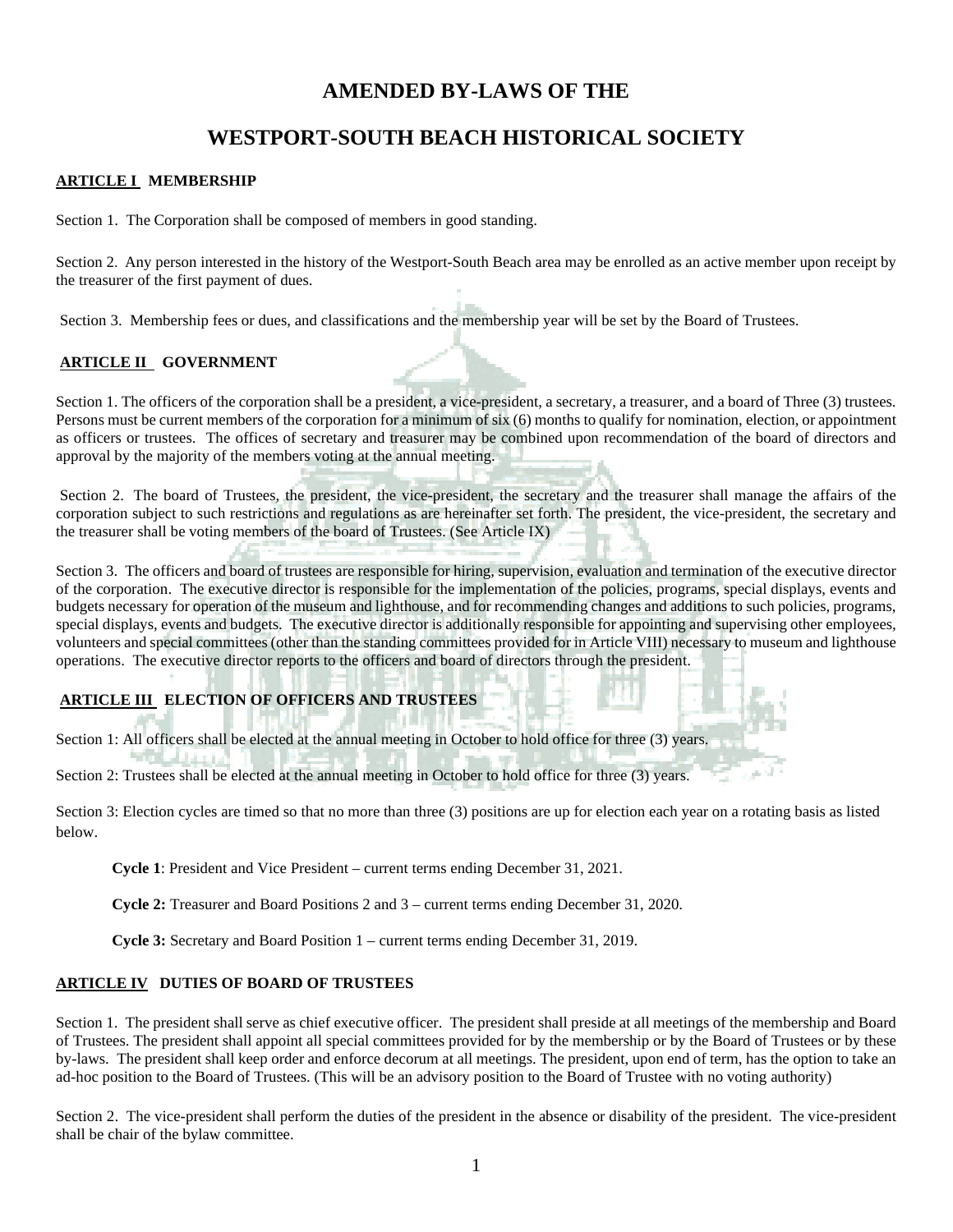# AMENDED BY-LAWS OF THE

# WESTPORT-SOUTH BEACH HISTORICAL SOCIETY

## ARTICLE I MEMBERSHIP

Section 1. The Corporation shall be composed of members in good standing.

Section 2. Any person interested in the history of the Westport-South Beach area may be enrolled as an active member upon receipt by the treasurer of the first payment of dues.

Section 3. Membership fees or dues, and classifications and the membership year will be set by the Board of Trustees.

## ARTICLE II GOVERNMENT

Section 1. The officers of the corporation shall be a president, a vice-president, a secretary, a treasurer, and a board of Three (3) trustees. Persons must be current members of the corporation for a minimum of six (6) months to qualify for nomination, election, or appointment as officers or trustees. The offices of secretary and treasurer may be combined upon recommendation of the board of directors and approval by the majority of the members voting at the annual meeting.

Section 2. The board of Trustees, the president, the vice-president, the secretary and the treasurer shall manage the affairs of the corporation subject to such restrictions and regulations as are hereinafter set forth. The president, the vice-president, the secretary and the treasurer shall be voting members of the board of Trustees. (See Article IX)

Section 3. The officers and board of trustees are responsible for hiring, supervision, evaluation and termination of the executive director of the corporation. The executive director is responsible for the implementation of the policies, programs, special displays, events and budgets necessary for operation of the museum and lighthouse, and for recommending changes and additions to such policies, programs, special displays, events and budgets. The executive director is additionally responsible for appointing and supervising other employees, volunteers and special committees (other than the standing committees provided for in Article VIII) necessary to museum and lighthouse operations. The executive director reports to the officers and board of directors through the president.

## ARTICLE III ELECTION OF OFFICERS AND TRUSTEES

Section 1: All officers shall be elected at the annual meeting in October to hold office for three (3) years.

Section 2: Trustees shall be elected at the annual meeting in October to hold office for three (3) years.

Section 3: Election cycles are timed so that no more than three (3) positions are up for election each year on a rotating basis as listed below.

**Cycle 1**: President and Vice President – current terms ending December 31, 2021.

**Cycle 2:** Treasurer and Board Positions 2 and 3 – current terms ending December 31, 2020.

**Cycle 3:** Secretary and Board Position 1 – current terms ending December 31, 2019.

## ARTICLE IV DUTIES OF BOARD OF TRUSTEES

Section 1. The president shall serve as chief executive officer. The president shall preside at all meetings of the membership and Board of Trustees. The president shall appoint all special committees provided for by the membership or by the Board of Trustees or by these by-laws. The president shall keep order and enforce decorum at all meetings. The president, upon end of term, has the option to take an ad-hoc position to the Board of Trustees. (This will be an advisory position to the Board of Trustee with no voting authority)

Section 2. The vice-president shall perform the duties of the president in the absence or disability of the president. The vice-president shall be chair of the bylaw committee.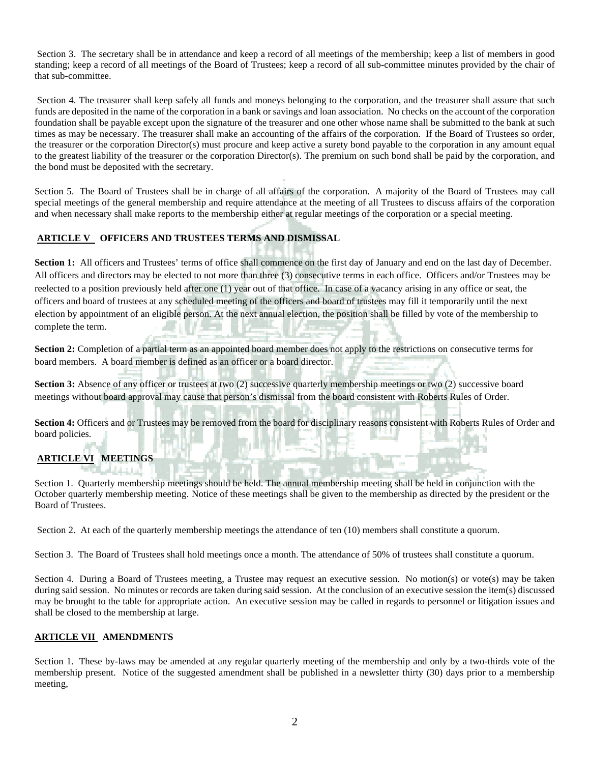Section 3. The secretary shall be in attendance and keep a record of all meetings of the membership; keep a list of members in good standing; keep a record of all meetings of the Board of Trustees; keep a record of all sub-committee minutes provided by the chair of that sub-committee.

Section 4. The treasurer shall keep safely all funds and moneys belonging to the corporation, and the treasurer shall assure that such funds are deposited in the name of the corporation in a bank or savings and loan association. No checks on the account of the corporation foundation shall be payable except upon the signature of the treasurer and one other whose name shall be submitted to the bank at such times as may be necessary. The treasurer shall make an accounting of the affairs of the corporation. If the Board of Trustees so order, the treasurer or the corporation Director(s) must procure and keep active a surety bond payable to the corporation in any amount equal to the greatest liability of the treasurer or the corporation Director(s). The premium on such bond shall be paid by the corporation, and the bond must be deposited with the secretary.

Section 5. The Board of Trustees shall be in charge of all affairs of the corporation. A majority of the Board of Trustees may call special meetings of the general membership and require attendance at the meeting of all Trustees to discuss affairs of the corporation and when necessary shall make reports to the membership either at regular meetings of the corporation or a special meeting.

## ARTICLE V OFFICERS AND TRUSTEES TERMS AND DISMISSAL

**Section 1:** All officers and Trustees' terms of office shall commence on the first day of January and end on the last day of December. All officers and directors may be elected to not more than three (3) consecutive terms in each office. Officers and/or Trustees may be reelected to a position previously held after one (1) year out of that office. In case of a vacancy arising in any office or seat, the officers and board of trustees at any scheduled meeting of the officers and board of trustees may fill it temporarily until the next election by appointment of an eligible person. At the next annual election, the position shall be filled by vote of the membership to complete the term.

**Section 2:** Completion of a partial term as an appointed board member does not apply to the restrictions on consecutive terms for board members. A board member is defined as an officer or a board director.

**Section 3:** Absence of any officer or trustees at two (2) successive quarterly membership meetings or two (2) successive board meetings without board approval may cause that person's dismissal from the board consistent with Roberts Rules of Order.

**Section 4:** Officers and or Trustees may be removed from the board for disciplinary reasons consistent with Roberts Rules of Order and board policies.

## ARTICLE VI MEETINGS

Section 1. Quarterly membership meetings should be held. The annual membership meeting shall be held in conjunction with the October quarterly membership meeting. Notice of these meetings shall be given to the membership as directed by the president or the Board of Trustees.

Section 2. At each of the quarterly membership meetings the attendance of ten (10) members shall constitute a quorum.

Section 3. The Board of Trustees shall hold meetings once a month. The attendance of 50% of trustees shall constitute a quorum.

Section 4. During a Board of Trustees meeting, a Trustee may request an executive session. No motion(s) or vote(s) may be taken during said session. No minutes or records are taken during said session. At the conclusion of an executive session the item(s) discussed may be brought to the table for appropriate action. An executive session may be called in regards to personnel or litigation issues and shall be closed to the membership at large.

## ARTICLE VII AMENDMENTS

Section 1. These by-laws may be amended at any regular quarterly meeting of the membership and only by a two-thirds vote of the membership present. Notice of the suggested amendment shall be published in a newsletter thirty (30) days prior to a membership meeting,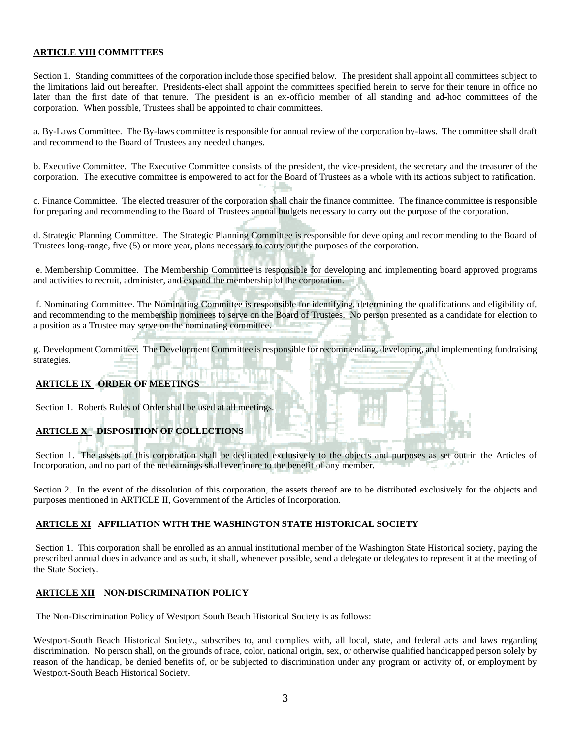## **ARTICLE VIII** COMMITTEES

Section 1. Standing committees of the corporation include those specified below. The president shall appoint all committees subject to the limitations laid out hereafter. Presidents-elect shall appoint the committees specified herein to serve for their tenure in office no later than the first date of that tenure. The president is an ex-officio member of all standing and ad-hoc committees of the corporation. When possible, Trustees shall be appointed to chair committees.

a. By-Laws Committee. The By-laws committee is responsible for annual review of the corporation by-laws. The committee shall draft and recommend to the Board of Trustees any needed changes.

b. Executive Committee. The Executive Committee consists of the president, the vice-president, the secretary and the treasurer of the corporation. The executive committee is empowered to act for the Board of Trustees as a whole with its actions subject to ratification.

c. Finance Committee. The elected treasurer of the corporation shall chair the finance committee. The finance committee is responsible for preparing and recommending to the Board of Trustees annual budgets necessary to carry out the purpose of the corporation.

d. Strategic Planning Committee. The Strategic Planning Committee is responsible for developing and recommending to the Board of Trustees long-range, five (5) or more year, plans necessary to carry out the purposes of the corporation.

e. Membership Committee. The Membership Committee is responsible for developing and implementing board approved programs and activities to recruit, administer, and expand the membership of the corporation.

f. Nominating Committee. The Nominating Committee is responsible for identifying, determining the qualifications and eligibility of, and recommending to the membership nominees to serve on the Board of Trustees. No person presented as a candidate for election to a position as a Trustee may serve on the nominating committee.

g. Development Committee. The Development Committee is responsible for recommending, developing, and implementing fundraising strategies.

## **ARTICLE IX** ORDER OF MEETINGS

Section 1. Roberts Rules of Order shall be used at all meetings.

## **ARTICLE X** DISPOSITION OF COLLECTIONS

Section 1. The assets of this corporation shall be dedicated exclusively to the objects and purposes as set out in the Articles of Incorporation, and no part of the net earnings shall ever inure to the benefit of any member.

Section 2. In the event of the dissolution of this corporation, the assets thereof are to be distributed exclusively for the objects and purposes mentioned in ARTICLE II, Government of the Articles of Incorporation.

## **ARTICLE XI** AFFILIATION WITH THE WASHINGTON STATE HISTORICAL SOCIETY

Section 1. This corporation shall be enrolled as an annual institutional member of the Washington State Historical society, paying the prescribed annual dues in advance and as such, it shall, whenever possible, send a delegate or delegates to represent it at the meeting of the State Society.

## **ARTICLE XII** NON-DISCRIMINATION POLICY

The Non-Discrimination Policy of Westport South Beach Historical Society is as follows:

Westport-South Beach Historical Society., subscribes to, and complies with, all local, state, and federal acts and laws regarding discrimination. No person shall, on the grounds of race, color, national origin, sex, or otherwise qualified handicapped person solely by reason of the handicap, be denied benefits of, or be subjected to discrimination under any program or activity of, or employment by Westport-South Beach Historical Society.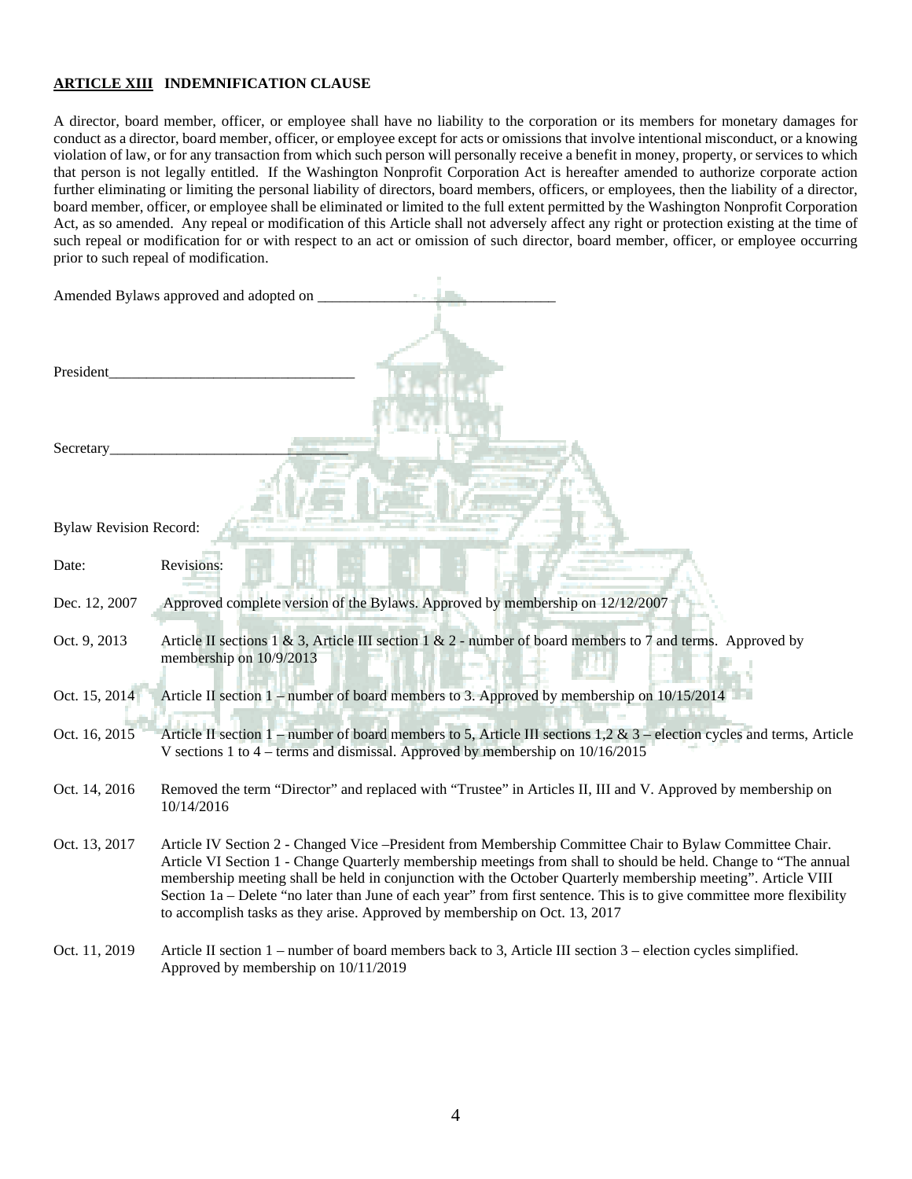**ARTICLE XIII INDEMNIFICATION CLAUSE**

A director, board member, officer, or employee shall have no liability to the corporation or its members for monetary damages for conduct as a director, board member, officer, or employee except for acts or omissions that involve intentional misconduct, or a knowing violation of law, or for any transaction from which such person will personally receive a benefit in money, property, or services to which that person is not legally entitled. If the Washington Nonprofit Corporation Act is hereafter amended to authorize corporate action further eliminating or limiting the personal liability of directors, board members, officers, or employees, then the liability of a director, board member, officer, or employee shall be eliminated or limited to the full extent permitted by the Washington Nonprofit Corporation Act, as so amended. Any repeal or modification of this Article shall not adversely affect any right or protection existing at the time of such repeal or modification for or with respect to an act or omission of such director, board member, officer, or employee occurring prior to such repeal of modification.

Amended Bylaws approved and adopted on ________________________________

President________________________________

Secretary________________________________

Bylaw Revision Record:

| Date: | Revisions: |
|---|---|
| Dec. 12, 2007 | Approved complete version of the Bylaws. Approved by membership on 12/12/2007 |
| Oct. 9, 2013 | Article II sections 1 & 3, Article III section 1 & 2 - number of board members to 7 and terms. Approved by membership on 10/9/2013 |
| Oct. 15, 2014 | Article II section 1 – number of board members to 3. Approved by membership on 10/15/2014 |
| Oct. 16, 2015 | Article II section 1 – number of board members to 5, Article III sections 1,2 & 3 – election cycles and terms, Article V sections 1 to 4 – terms and dismissal. Approved by membership on 10/16/2015 |
| Oct. 14, 2016 | Removed the term "Director" and replaced with "Trustee" in Articles II, III and V. Approved by membership on 10/14/2016 |
| Oct. 13, 2017 | Article IV Section 2 - Changed Vice –President from Membership Committee Chair to Bylaw Committee Chair. Article VI Section 1 - Change Quarterly membership meetings from shall to should be held. Change to "The annual membership meeting shall be held in conjunction with the October Quarterly membership meeting". Article VIII Section 1a – Delete "no later than June of each year" from first sentence. This is to give committee more flexibility to accomplish tasks as they arise. Approved by membership on Oct. 13, 2017 |
| Oct. 11, 2019 | Article II section 1 – number of board members back to 3, Article III section 3 – election cycles simplified. Approved by membership on 10/11/2019 |